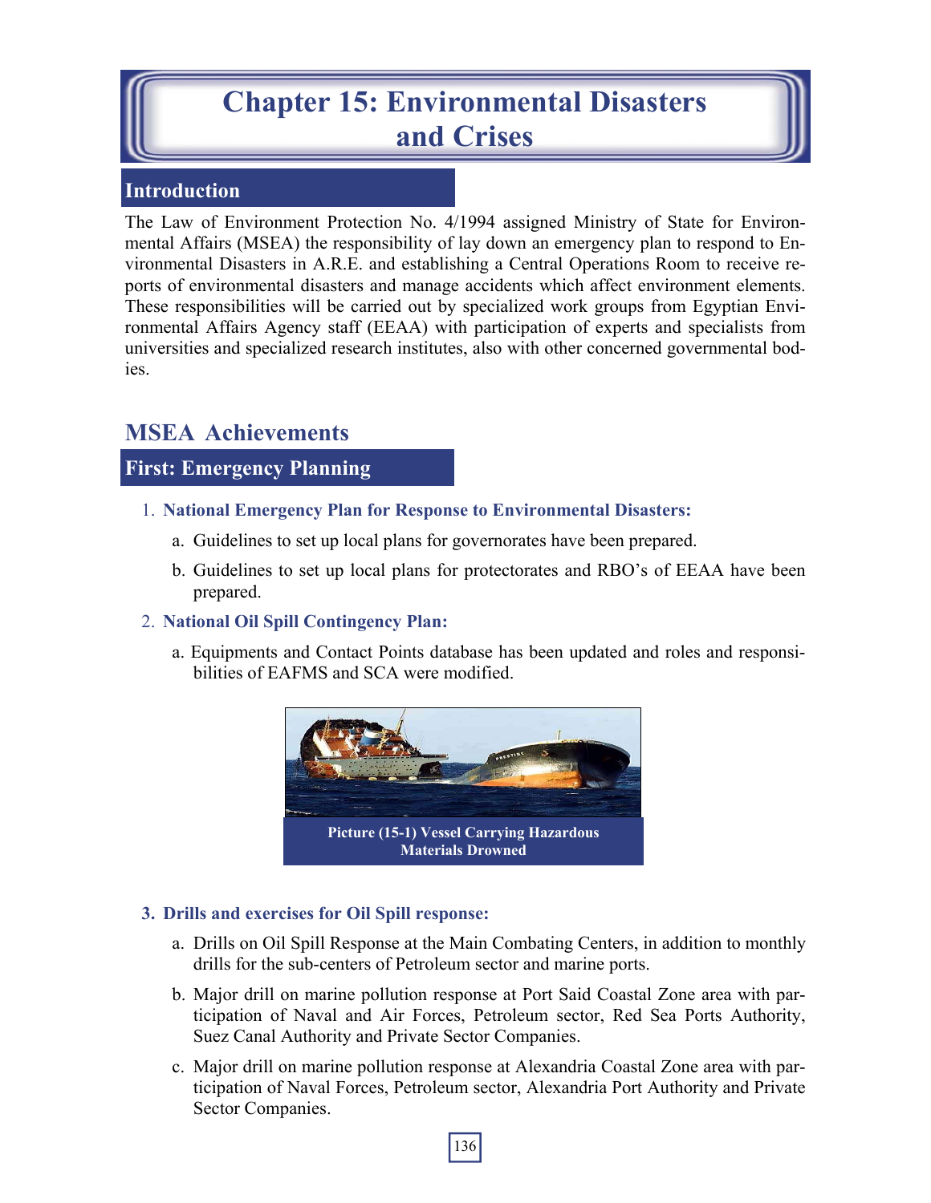# Chapter 15: Environmental Disasters and Crises

## Introduction

The Law of Environment Protection No. 4/1994 assigned Ministry of State for Environmental Affairs (MSEA) the responsibility of lay down an emergency plan to respond to Environmental Disasters in A.R.E. and establishing a Central Operations Room to receive reports of environmental disasters and manage accidents which affect environment elements. These responsibilities will be carried out by specialized work groups from Egyptian Environmental Affairs Agency staff (EEAA) with participation of experts and specialists from universities and specialized research institutes, also with other concerned governmental bodies.

## MSEA Achievements

### First: Emergency Planning

1. **National Emergency Plan for Response to Environmental Disasters:**
   a. Guidelines to set up local plans for governorates have been prepared.
   b. Guidelines to set up local plans for protectorates and RBO's of EEAA have been prepared.

2. **National Oil Spill Contingency Plan:**
   a. Equipments and Contact Points database has been updated and roles and responsibilities of EAFMS and SCA were modified.

Picture (15-1) Vessel Carrying Hazardous Materials Drowned

3. **Drills and exercises for Oil Spill response:**
   a. Drills on Oil Spill Response at the Main Combating Centers, in addition to monthly drills for the sub-centers of Petroleum sector and marine ports.
   b. Major drill on marine pollution response at Port Said Coastal Zone area with participation of Naval and Air Forces, Petroleum sector, Red Sea Ports Authority, Suez Canal Authority and Private Sector Companies.
   c. Major drill on marine pollution response at Alexandria Coastal Zone area with participation of Naval Forces, Petroleum sector, Alexandria Port Authority and Private Sector Companies.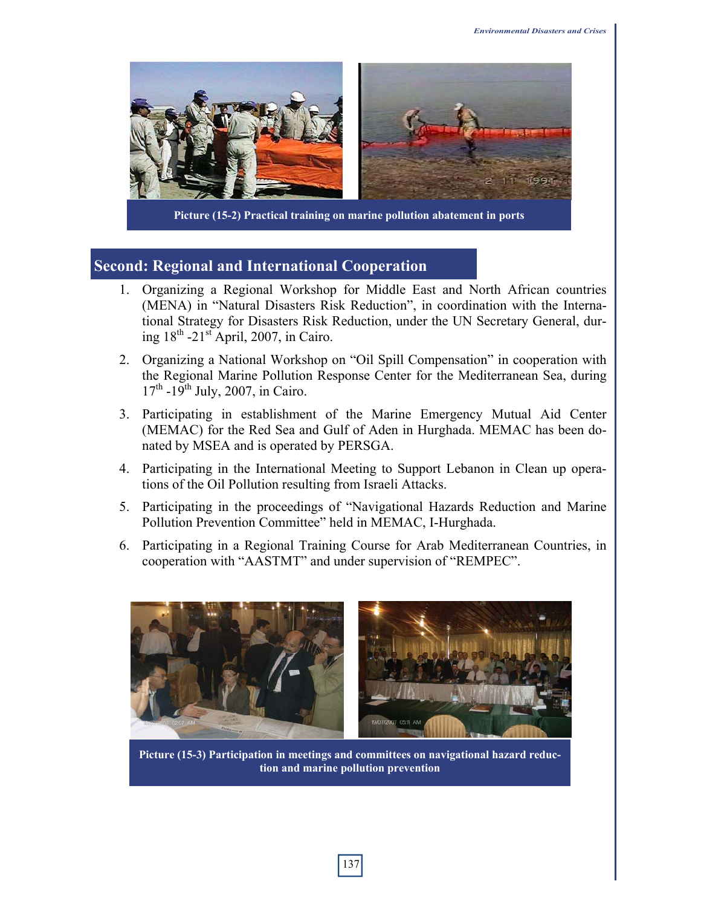Picture (15-2) Practical training on marine pollution abatement in ports

## Second: Regional and International Cooperation

1. Organizing a Regional Workshop for Middle East and North African countries (MENA) in “Natural Disasters Risk Reduction”, in coordination with the International Strategy for Disasters Risk Reduction, under the UN Secretary General, during 18th -21st April, 2007, in Cairo.
2. Organizing a National Workshop on “Oil Spill Compensation” in cooperation with the Regional Marine Pollution Response Center for the Mediterranean Sea, during 17th -19th July, 2007, in Cairo.
3. Participating in establishment of the Marine Emergency Mutual Aid Center (MEMAC) for the Red Sea and Gulf of Aden in Hurghada. MEMAC has been donated by MSEA and is operated by PERSGA.
4. Participating in the International Meeting to Support Lebanon in Clean up operations of the Oil Pollution resulting from Israeli Attacks.
5. Participating in the proceedings of “Navigational Hazards Reduction and Marine Pollution Prevention Committee” held in MEMAC, I-Hurghada.
6. Participating in a Regional Training Course for Arab Mediterranean Countries, in cooperation with “AASTMT” and under supervision of “REMPEC”.

Picture (15-3) Participation in meetings and committees on navigational hazard reduction and marine pollution prevention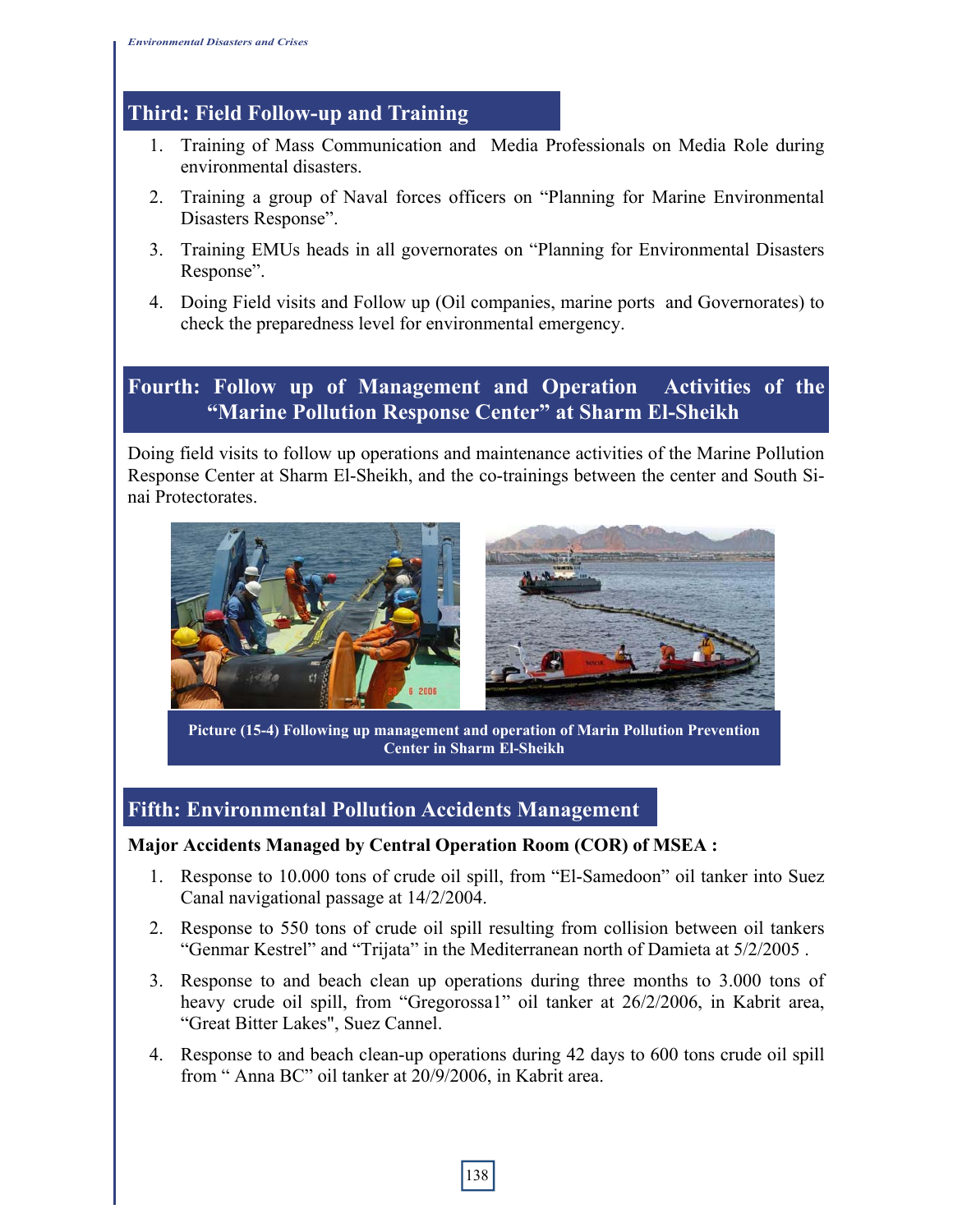## Third: Field Follow-up and Training

1. Training of Mass Communication and Media Professionals on Media Role during environmental disasters.
2. Training a group of Naval forces officers on "Planning for Marine Environmental Disasters Response".
3. Training EMUs heads in all governorates on "Planning for Environmental Disasters Response".
4. Doing Field visits and Follow up (Oil companies, marine ports and Governorates) to check the preparedness level for environmental emergency.

## Fourth: Follow up of Management and Operation Activities of the "Marine Pollution Response Center" at Sharm El-Sheikh

Doing field visits to follow up operations and maintenance activities of the Marine Pollution Response Center at Sharm El-Sheikh, and the co-trainings between the center and South Sinai Protectorates.

Picture (15-4) Following up management and operation of Marin Pollution Prevention Center in Sharm El-Sheikh

## Fifth: Environmental Pollution Accidents Management

**Major Accidents Managed by Central Operation Room (COR) of MSEA :**

1. Response to 10.000 tons of crude oil spill, from "El-Samedoon" oil tanker into Suez Canal navigational passage at 14/2/2004.
2. Response to 550 tons of crude oil spill resulting from collision between oil tankers "Genmar Kestrel" and "Trijata" in the Mediterranean north of Damieta at 5/2/2005 .
3. Response to and beach clean up operations during three months to 3.000 tons of heavy crude oil spill, from "Gregorossa1" oil tanker at 26/2/2006, in Kabrit area, "Great Bitter Lakes", Suez Cannel.
4. Response to and beach clean-up operations during 42 days to 600 tons crude oil spill from " Anna BC" oil tanker at 20/9/2006, in Kabrit area.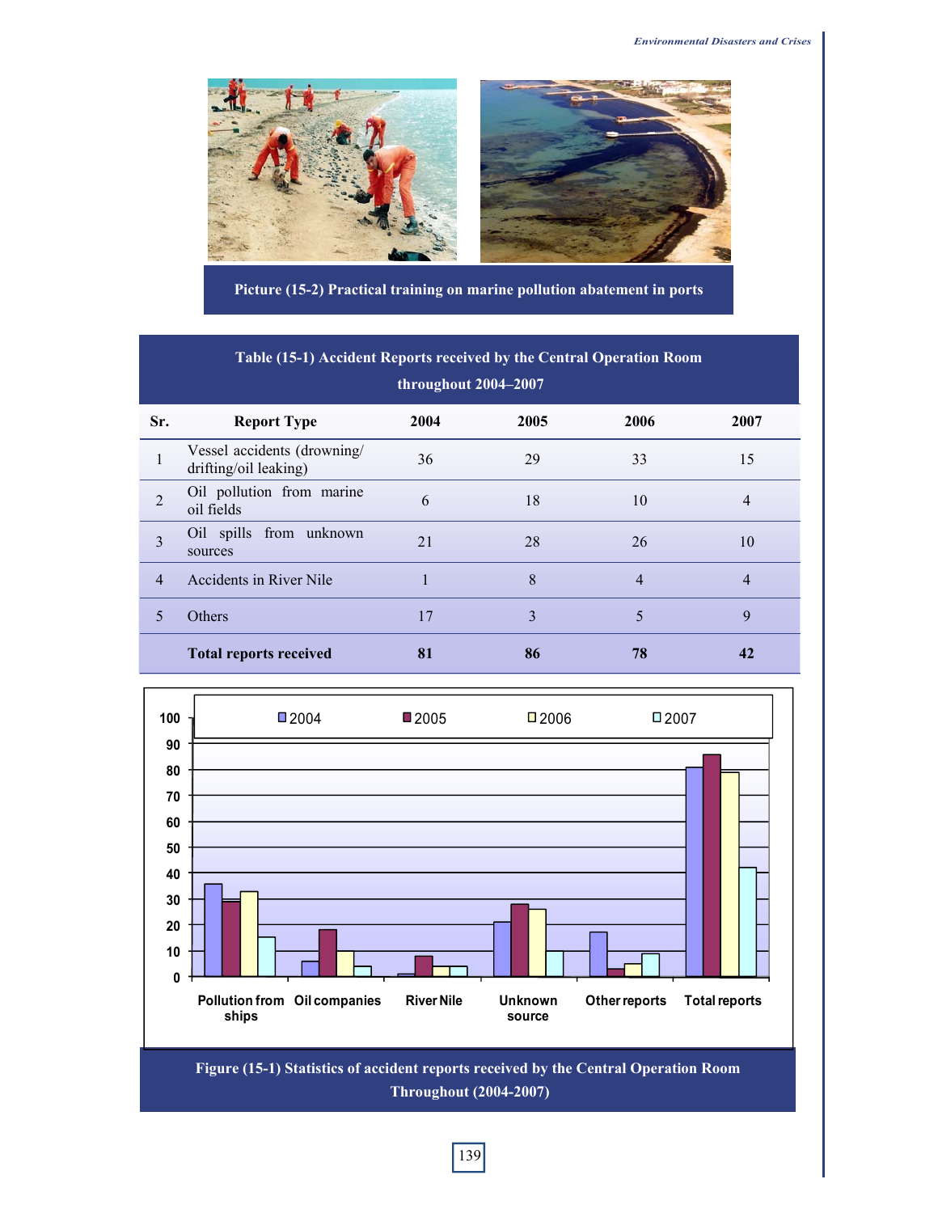Picture (15-2) Practical training on marine pollution abatement in ports

**Table (15-1) Accident Reports received by the Central Operation Room throughout 2004–2007**

| Sr. | Report Type | 2004 | 2005 | 2006 | 2007 |
|---|---|---|---|---|---|
| 1 | Vessel accidents (drowning/ drifting/oil leaking) | 36 | 29 | 33 | 15 |
| 2 | Oil pollution from marine oil fields | 6 | 18 | 10 | 4 |
| 3 | Oil spills from unknown sources | 21 | 28 | 26 | 10 |
| 4 | Accidents in River Nile | 1 | 8 | 4 | 4 |
| 5 | Others | 17 | 3 | 5 | 9 |
| | **Total reports received** | **81** | **86** | **78** | **42** |

2004
2005
2006
2007

100
90
80
70
60
50
40
30
20
10
0

Pollution from ships
Oil companies
River Nile
Unknown source
Other reports
Total reports

Figure (15-1) Statistics of accident reports received by the Central Operation Room Throughout (2004-2007)